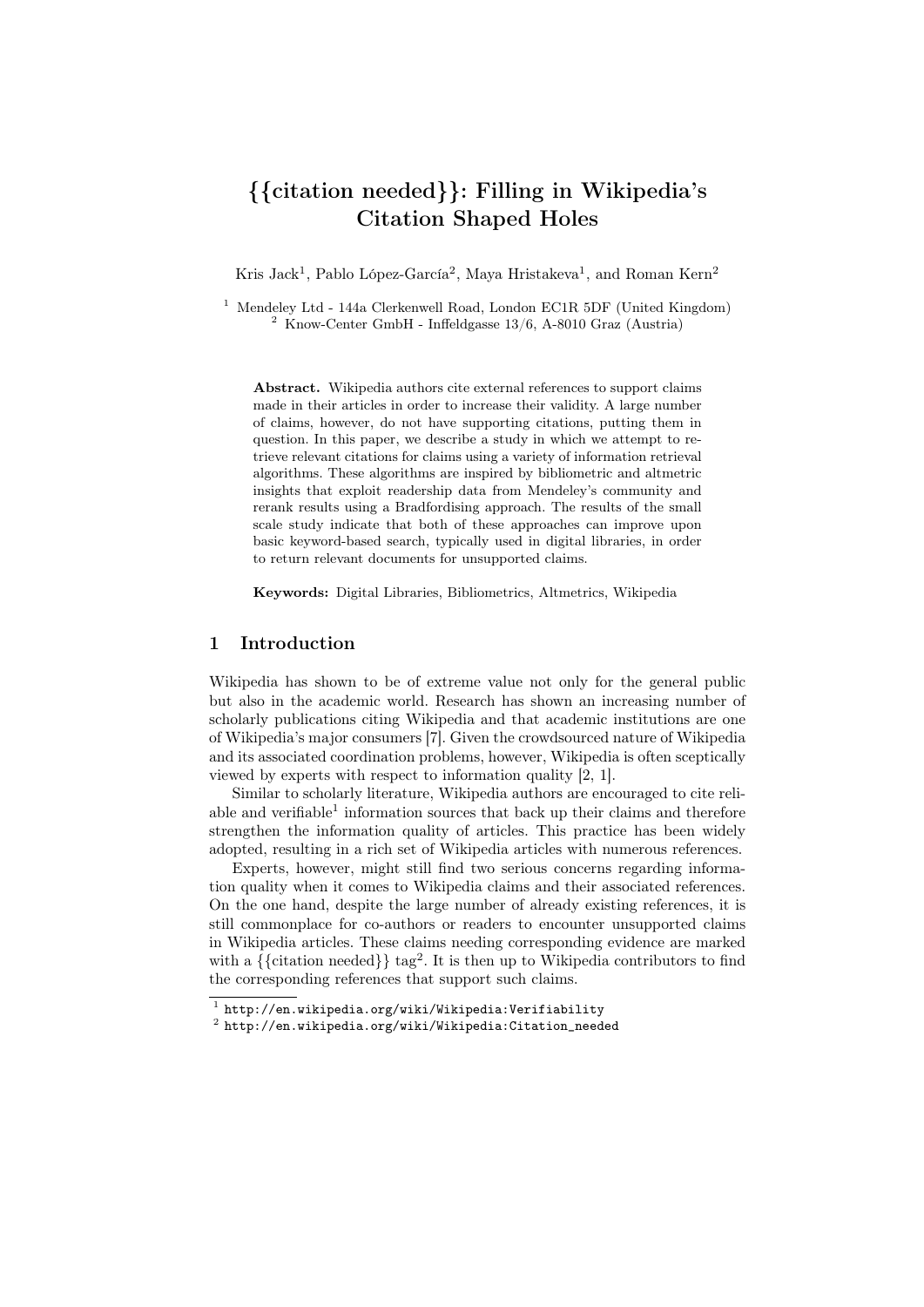# {{citation needed}}: Filling in Wikipedia's Citation Shaped Holes

Kris Jack[1], Pablo López-García[2], Maya Hristakeva[1], and Roman Kern[2]

[1] Mendeley Ltd - 144a Clerkenwell Road, London EC1R 5DF (United Kingdom)
[2] Know-Center GmbH - Inffeldgasse 13/6, A-8010 Graz (Austria)

**Abstract.** Wikipedia authors cite external references to support claims made in their articles in order to increase their validity. A large number of claims, however, do not have supporting citations, putting them in question. In this paper, we describe a study in which we attempt to retrieve relevant citations for claims using a variety of information retrieval algorithms. These algorithms are inspired by bibliometric and altmetric insights that exploit readership data from Mendeley's community and rerank results using a Bradfordising approach. The results of the small scale study indicate that both of these approaches can improve upon basic keyword-based search, typically used in digital libraries, in order to return relevant documents for unsupported claims.

**Keywords:** Digital Libraries, Bibliometrics, Altmetrics, Wikipedia

## 1 Introduction

Wikipedia has shown to be of extreme value not only for the general public but also in the academic world. Research has shown an increasing number of scholarly publications citing Wikipedia and that academic institutions are one of Wikipedia's major consumers [7]. Given the crowdsourced nature of Wikipedia and its associated coordination problems, however, Wikipedia is often sceptically viewed by experts with respect to information quality [2, 1].

Similar to scholarly literature, Wikipedia authors are encouraged to cite reliable and verifiable[1] information sources that back up their claims and therefore strengthen the information quality of articles. This practice has been widely adopted, resulting in a rich set of Wikipedia articles with numerous references.

Experts, however, might still find two serious concerns regarding information quality when it comes to Wikipedia claims and their associated references. On the one hand, despite the large number of already existing references, it is still commonplace for co-authors or readers to encounter unsupported claims in Wikipedia articles. These claims needing corresponding evidence are marked with a {{citation needed}} tag[2]. It is then up to Wikipedia contributors to find the corresponding references that support such claims.

[1] http://en.wikipedia.org/wiki/Wikipedia:Verifiability
[2] http://en.wikipedia.org/wiki/Wikipedia:Citation_needed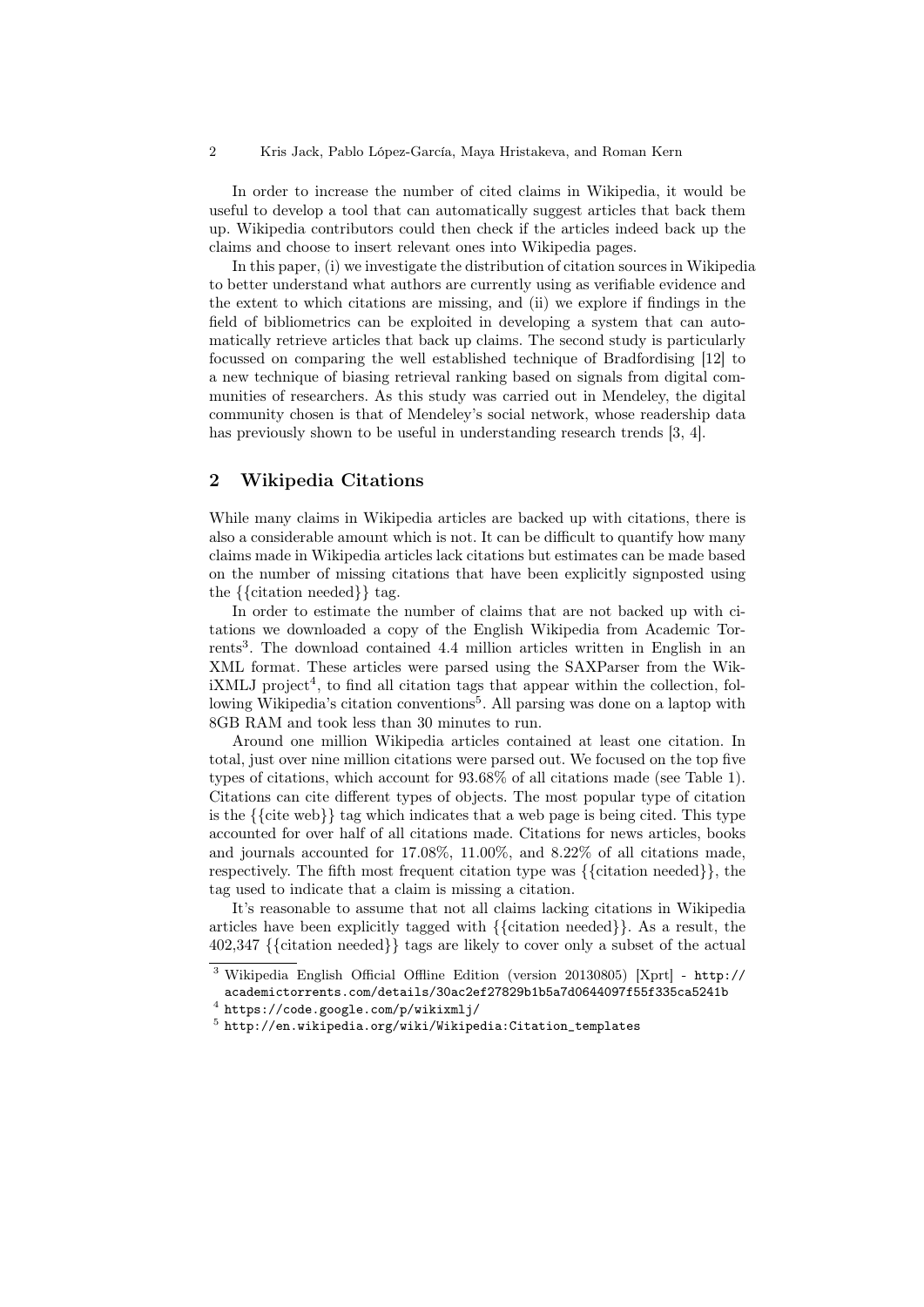In order to increase the number of cited claims in Wikipedia, it would be useful to develop a tool that can automatically suggest articles that back them up. Wikipedia contributors could then check if the articles indeed back up the claims and choose to insert relevant ones into Wikipedia pages.

In this paper, (i) we investigate the distribution of citation sources in Wikipedia to better understand what authors are currently using as verifiable evidence and the extent to which citations are missing, and (ii) we explore if findings in the field of bibliometrics can be exploited in developing a system that can automatically retrieve articles that back up claims. The second study is particularly focussed on comparing the well established technique of Bradfordising [12] to a new technique of biasing retrieval ranking based on signals from digital communities of researchers. As this study was carried out in Mendeley, the digital community chosen is that of Mendeley's social network, whose readership data has previously shown to be useful in understanding research trends [3, 4].

## 2 Wikipedia Citations

While many claims in Wikipedia articles are backed up with citations, there is also a considerable amount which is not. It can be difficult to quantify how many claims made in Wikipedia articles lack citations but estimates can be made based on the number of missing citations that have been explicitly signposted using the {{citation needed}} tag.

In order to estimate the number of claims that are not backed up with citations we downloaded a copy of the English Wikipedia from Academic Torrents[3]. The download contained 4.4 million articles written in English in an XML format. These articles were parsed using the SAXParser from the WikiXMLJ project[4], to find all citation tags that appear within the collection, following Wikipedia's citation conventions[5]. All parsing was done on a laptop with 8GB RAM and took less than 30 minutes to run.

Around one million Wikipedia articles contained at least one citation. In total, just over nine million citations were parsed out. We focused on the top five types of citations, which account for 93.68% of all citations made (see Table 1). Citations can cite different types of objects. The most popular type of citation is the {{cite web}} tag which indicates that a web page is being cited. This type accounted for over half of all citations made. Citations for news articles, books and journals accounted for 17.08%, 11.00%, and 8.22% of all citations made, respectively. The fifth most frequent citation type was {{citation needed}}, the tag used to indicate that a claim is missing a citation.

It's reasonable to assume that not all claims lacking citations in Wikipedia articles have been explicitly tagged with {{citation needed}}. As a result, the 402,347 {{citation needed}} tags are likely to cover only a subset of the actual

---

[3] Wikipedia English Official Offline Edition (version 20130805) [Xprt] - http://academictorrents.com/details/30ac2ef27829b1b5a7d0644097f55f335ca5241b

[4] https://code.google.com/p/wikixmlj/

[5] http://en.wikipedia.org/wiki/Wikipedia:Citation_templates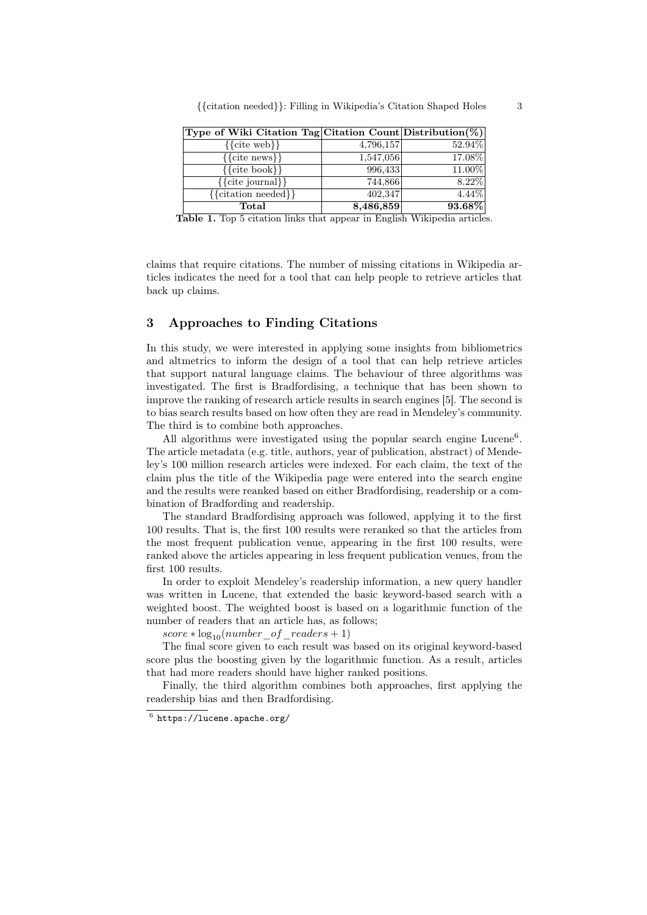| Type of Wiki Citation Tag | Citation Count | Distribution(%) |
|---|---|---|
| {{cite web}} | 4,796,157 | 52.94% |
| {{cite news}} | 1,547,056 | 17.08% |
| {{cite book}} | 996,433 | 11.00% |
| {{cite journal}} | 744,866 | 8.22% |
| {{citation needed}} | 402,347 | 4.44% |
| **Total** | **8,486,859** | **93.68%** |

**Table 1.** Top 5 citation links that appear in English Wikipedia articles.

claims that require citations. The number of missing citations in Wikipedia articles indicates the need for a tool that can help people to retrieve articles that back up claims.

## 3 Approaches to Finding Citations

In this study, we were interested in applying some insights from bibliometrics and altmetrics to inform the design of a tool that can help retrieve articles that support natural language claims. The behaviour of three algorithms was investigated. The first is Bradfordising, a technique that has been shown to improve the ranking of research article results in search engines [5]. The second is to bias search results based on how often they are read in Mendeley's community. The third is to combine both approaches.

All algorithms were investigated using the popular search engine Lucene[6]. The article metadata (e.g. title, authors, year of publication, abstract) of Mendeley's 100 million research articles were indexed. For each claim, the text of the claim plus the title of the Wikipedia page were entered into the search engine and the results were reanked based on either Bradfordising, readership or a combination of Bradfording and readership.

The standard Bradfordising approach was followed, applying it to the first 100 results. That is, the first 100 results were reranked so that the articles from the most frequent publication venue, appearing in the first 100 results, were ranked above the articles appearing in less frequent publication venues, from the first 100 results.

In order to exploit Mendeley's readership information, a new query handler was written in Lucene, that extended the basic keyword-based search with a weighted boost. The weighted boost is based on a logarithmic function of the number of readers that an article has, as follows;

$score * \log_{10}(number\_of\_readers + 1)$

The final score given to each result was based on its original keyword-based score plus the boosting given by the logarithmic function. As a result, articles that had more readers should have higher ranked positions.

Finally, the third algorithm combines both approaches, first applying the readership bias and then Bradfordising.

[6] https://lucene.apache.org/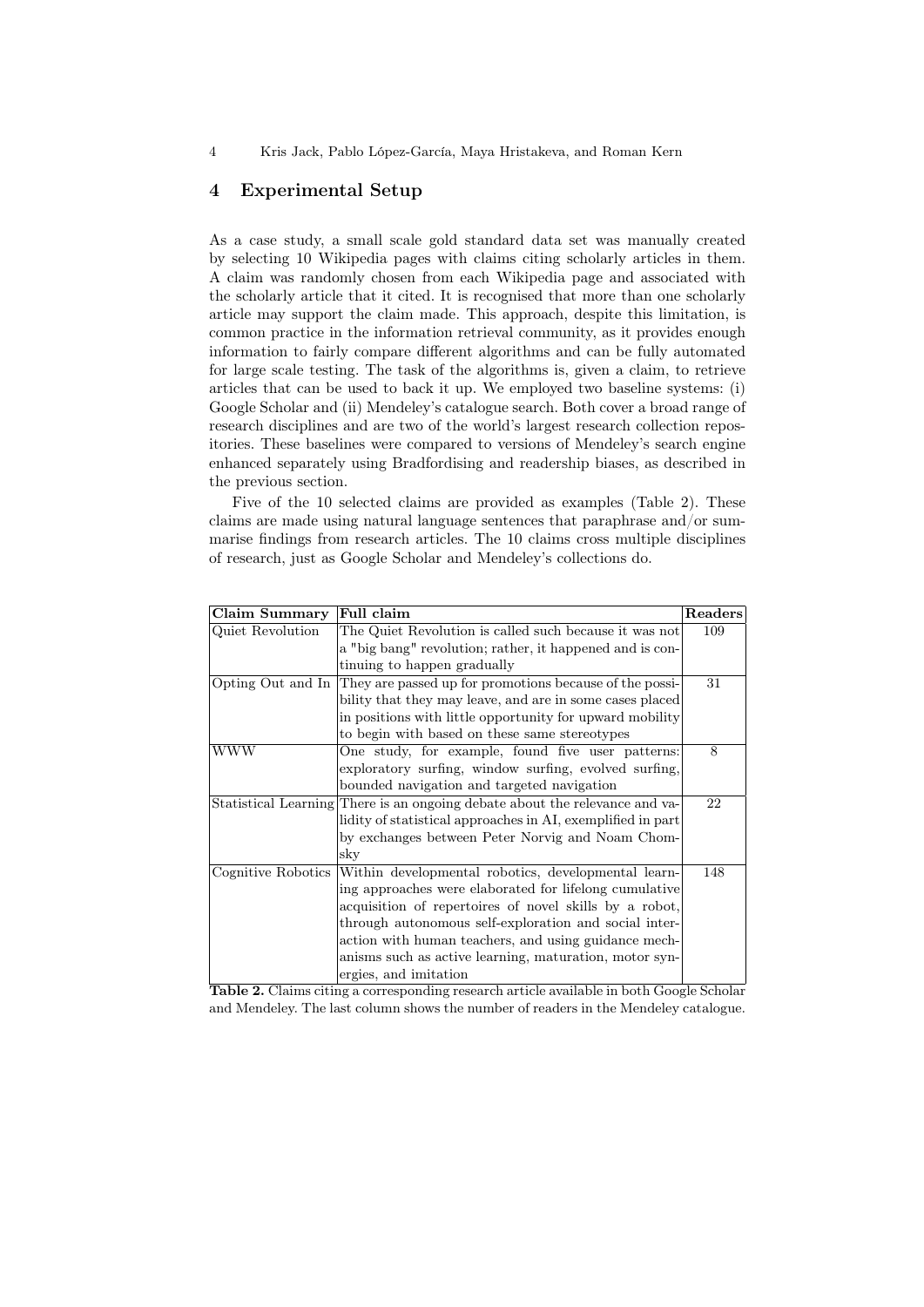## 4 Experimental Setup

As a case study, a small scale gold standard data set was manually created by selecting 10 Wikipedia pages with claims citing scholarly articles in them. A claim was randomly chosen from each Wikipedia page and associated with the scholarly article that it cited. It is recognised that more than one scholarly article may support the claim made. This approach, despite this limitation, is common practice in the information retrieval community, as it provides enough information to fairly compare different algorithms and can be fully automated for large scale testing. The task of the algorithms is, given a claim, to retrieve articles that can be used to back it up. We employed two baseline systems: (i) Google Scholar and (ii) Mendeley's catalogue search. Both cover a broad range of research disciplines and are two of the world's largest research collection repositories. These baselines were compared to versions of Mendeley's search engine enhanced separately using Bradfordising and readership biases, as described in the previous section.

Five of the 10 selected claims are provided as examples (Table 2). These claims are made using natural language sentences that paraphrase and/or summarise findings from research articles. The 10 claims cross multiple disciplines of research, just as Google Scholar and Mendeley's collections do.

| Claim Summary | Full claim | Readers |
|---|---|---|
| Quiet Revolution | The Quiet Revolution is called such because it was not a "big bang" revolution; rather, it happened and is continuing to happen gradually | 109 |
| Opting Out and In | They are passed up for promotions because of the possibility that they may leave, and are in some cases placed in positions with little opportunity for upward mobility to begin with based on these same stereotypes | 31 |
| WWW | One study, for example, found five user patterns: exploratory surfing, window surfing, evolved surfing, bounded navigation and targeted navigation | 8 |
| Statistical Learning | There is an ongoing debate about the relevance and validity of statistical approaches in AI, exemplified in part by exchanges between Peter Norvig and Noam Chomsky | 22 |
| Cognitive Robotics | Within developmental robotics, developmental learning approaches were elaborated for lifelong cumulative acquisition of repertoires of novel skills by a robot, through autonomous self-exploration and social interaction with human teachers, and using guidance mechanisms such as active learning, maturation, motor synergies, and imitation | 148 |

**Table 2.** Claims citing a corresponding research article available in both Google Scholar and Mendeley. The last column shows the number of readers in the Mendeley catalogue.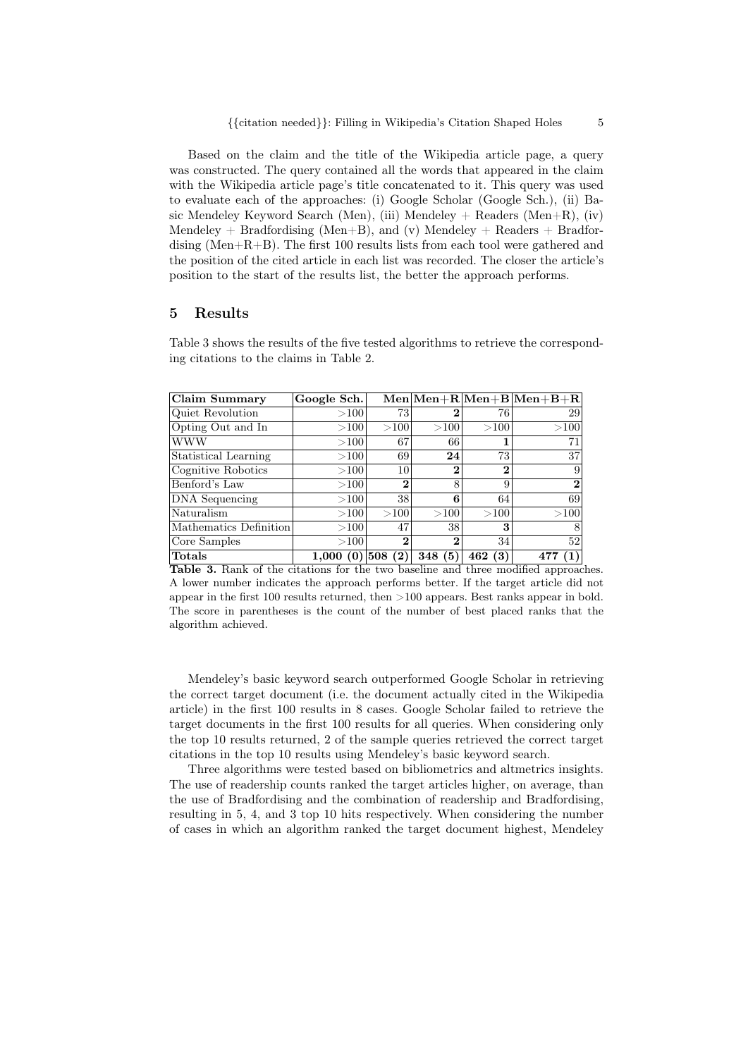Based on the claim and the title of the Wikipedia article page, a query was constructed. The query contained all the words that appeared in the claim with the Wikipedia article page's title concatenated to it. This query was used to evaluate each of the approaches: (i) Google Scholar (Google Sch.), (ii) Basic Mendeley Keyword Search (Men), (iii) Mendeley + Readers (Men+R), (iv) Mendeley + Bradfordising (Men+B), and (v) Mendeley + Readers + Bradfordising (Men+R+B). The first 100 results lists from each tool were gathered and the position of the cited article in each list was recorded. The closer the article's position to the start of the results list, the better the approach performs.

## 5 Results

Table 3 shows the results of the five tested algorithms to retrieve the corresponding citations to the claims in Table 2.

| **Claim Summary** | **Google Sch.** | **Men** | **Men+R** | **Men+B** | **Men+B+R** |
|---|---|---|---|---|---|
| Quiet Revolution | >100 | 73 | **2** | 76 | 29 |
| Opting Out and In | >100 | >100 | >100 | >100 | >100 |
| WWW | >100 | 67 | 66 | **1** | 71 |
| Statistical Learning | >100 | 69 | **24** | 73 | 37 |
| Cognitive Robotics | >100 | 10 | **2** | **2** | 9 |
| Benford's Law | >100 | **2** | 8 | 9 | **2** |
| DNA Sequencing | >100 | 38 | **6** | 64 | 69 |
| Naturalism | >100 | >100 | >100 | >100 | >100 |
| Mathematics Definition | >100 | 47 | 38 | **3** | 8 |
| Core Samples | >100 | **2** | **2** | 34 | 52 |
| **Totals** | **1,000 (0)** | **508 (2)** | **348 (5)** | **462 (3)** | **477 (1)** |

**Table 3.** Rank of the citations for the two baseline and three modified approaches. A lower number indicates the approach performs better. If the target article did not appear in the first 100 results returned, then >100 appears. Best ranks appear in bold. The score in parentheses is the count of the number of best placed ranks that the algorithm achieved.

Mendeley's basic keyword search outperformed Google Scholar in retrieving the correct target document (i.e. the document actually cited in the Wikipedia article) in the first 100 results in 8 cases. Google Scholar failed to retrieve the target documents in the first 100 results for all queries. When considering only the top 10 results returned, 2 of the sample queries retrieved the correct target citations in the top 10 results using Mendeley's basic keyword search.

Three algorithms were tested based on bibliometrics and altmetrics insights. The use of readership counts ranked the target articles higher, on average, than the use of Bradfordising and the combination of readership and Bradfordising, resulting in 5, 4, and 3 top 10 hits respectively. When considering the number of cases in which an algorithm ranked the target document highest, Mendeley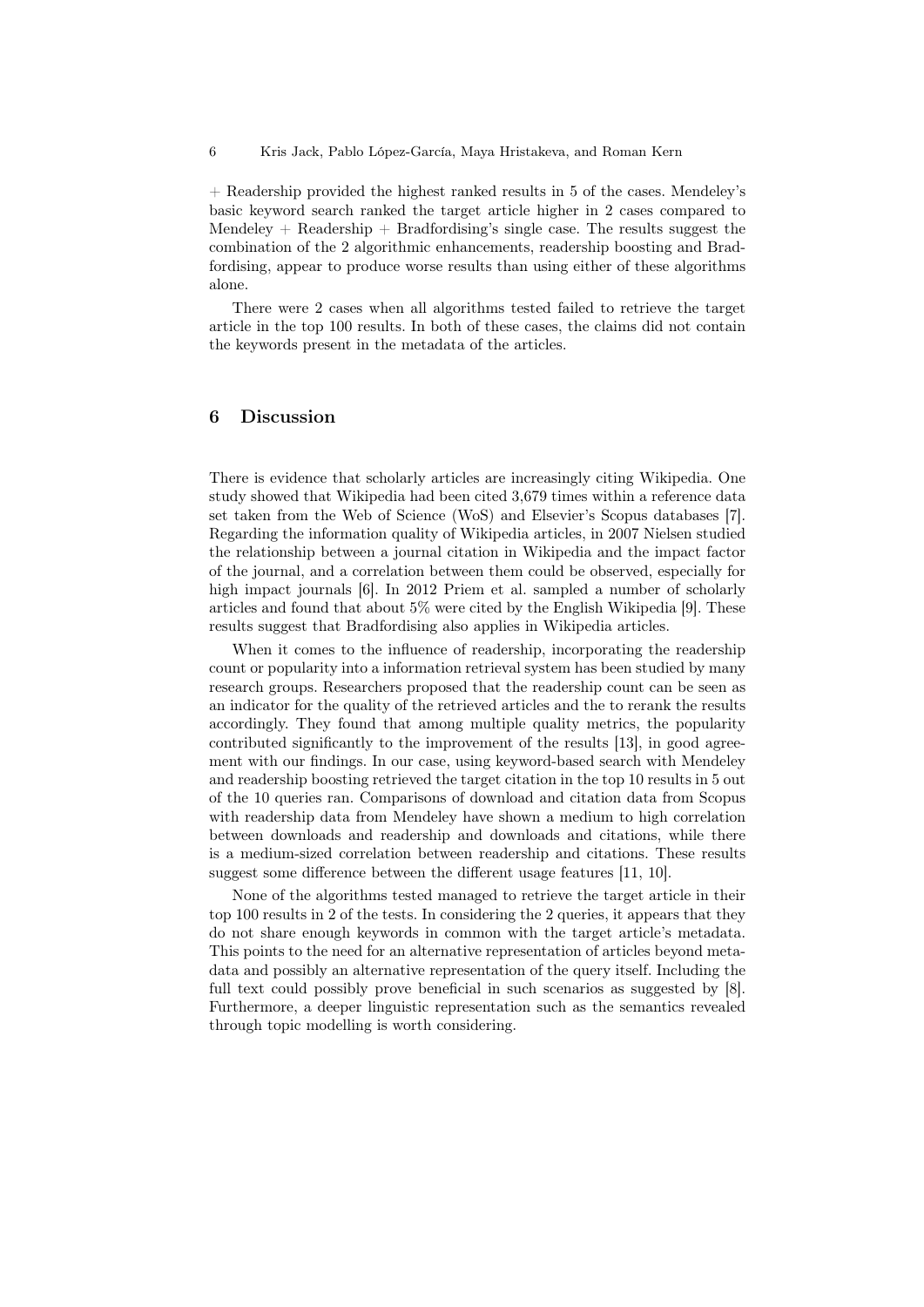+ Readership provided the highest ranked results in 5 of the cases. Mendeley's basic keyword search ranked the target article higher in 2 cases compared to Mendeley + Readership + Bradfordising's single case. The results suggest the combination of the 2 algorithmic enhancements, readership boosting and Bradfordising, appear to produce worse results than using either of these algorithms alone.

There were 2 cases when all algorithms tested failed to retrieve the target article in the top 100 results. In both of these cases, the claims did not contain the keywords present in the metadata of the articles.

## 6 Discussion

There is evidence that scholarly articles are increasingly citing Wikipedia. One study showed that Wikipedia had been cited 3,679 times within a reference data set taken from the Web of Science (WoS) and Elsevier's Scopus databases [7]. Regarding the information quality of Wikipedia articles, in 2007 Nielsen studied the relationship between a journal citation in Wikipedia and the impact factor of the journal, and a correlation between them could be observed, especially for high impact journals [6]. In 2012 Priem et al. sampled a number of scholarly articles and found that about 5% were cited by the English Wikipedia [9]. These results suggest that Bradfordising also applies in Wikipedia articles.

When it comes to the influence of readership, incorporating the readership count or popularity into a information retrieval system has been studied by many research groups. Researchers proposed that the readership count can be seen as an indicator for the quality of the retrieved articles and the to rerank the results accordingly. They found that among multiple quality metrics, the popularity contributed significantly to the improvement of the results [13], in good agreement with our findings. In our case, using keyword-based search with Mendeley and readership boosting retrieved the target citation in the top 10 results in 5 out of the 10 queries ran. Comparisons of download and citation data from Scopus with readership data from Mendeley have shown a medium to high correlation between downloads and readership and downloads and citations, while there is a medium-sized correlation between readership and citations. These results suggest some difference between the different usage features [11, 10].

None of the algorithms tested managed to retrieve the target article in their top 100 results in 2 of the tests. In considering the 2 queries, it appears that they do not share enough keywords in common with the target article's metadata. This points to the need for an alternative representation of articles beyond metadata and possibly an alternative representation of the query itself. Including the full text could possibly prove beneficial in such scenarios as suggested by [8]. Furthermore, a deeper linguistic representation such as the semantics revealed through topic modelling is worth considering.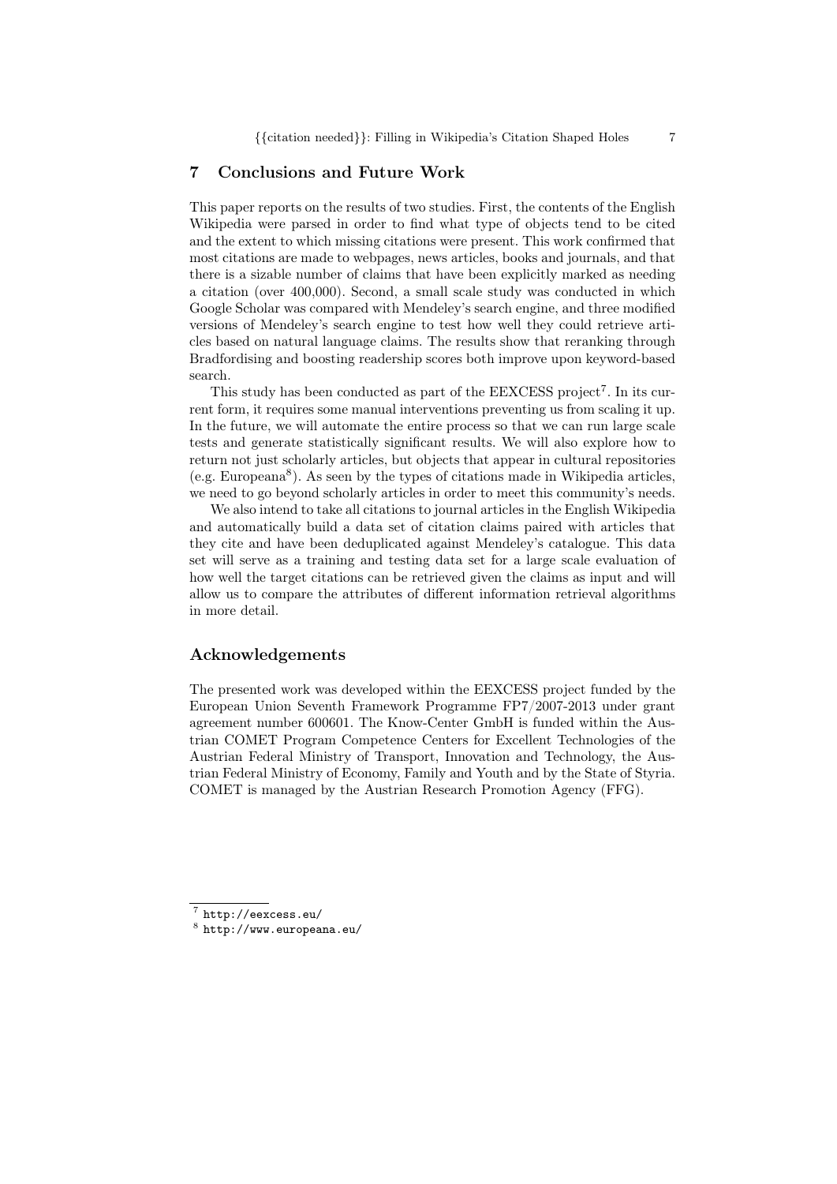## 7 Conclusions and Future Work

This paper reports on the results of two studies. First, the contents of the English Wikipedia were parsed in order to find what type of objects tend to be cited and the extent to which missing citations were present. This work confirmed that most citations are made to webpages, news articles, books and journals, and that there is a sizable number of claims that have been explicitly marked as needing a citation (over 400,000). Second, a small scale study was conducted in which Google Scholar was compared with Mendeley's search engine, and three modified versions of Mendeley's search engine to test how well they could retrieve articles based on natural language claims. The results show that reranking through Bradfordising and boosting readership scores both improve upon keyword-based search.

This study has been conducted as part of the EEXCESS project[7]. In its current form, it requires some manual interventions preventing us from scaling it up. In the future, we will automate the entire process so that we can run large scale tests and generate statistically significant results. We will also explore how to return not just scholarly articles, but objects that appear in cultural repositories (e.g. Europeana[8]). As seen by the types of citations made in Wikipedia articles, we need to go beyond scholarly articles in order to meet this community's needs.

We also intend to take all citations to journal articles in the English Wikipedia and automatically build a data set of citation claims paired with articles that they cite and have been deduplicated against Mendeley's catalogue. This data set will serve as a training and testing data set for a large scale evaluation of how well the target citations can be retrieved given the claims as input and will allow us to compare the attributes of different information retrieval algorithms in more detail.

## Acknowledgements

The presented work was developed within the EEXCESS project funded by the European Union Seventh Framework Programme FP7/2007-2013 under grant agreement number 600601. The Know-Center GmbH is funded within the Austrian COMET Program Competence Centers for Excellent Technologies of the Austrian Federal Ministry of Transport, Innovation and Technology, the Austrian Federal Ministry of Economy, Family and Youth and by the State of Styria. COMET is managed by the Austrian Research Promotion Agency (FFG).

---

[7] http://eexcess.eu/

[8] http://www.europeana.eu/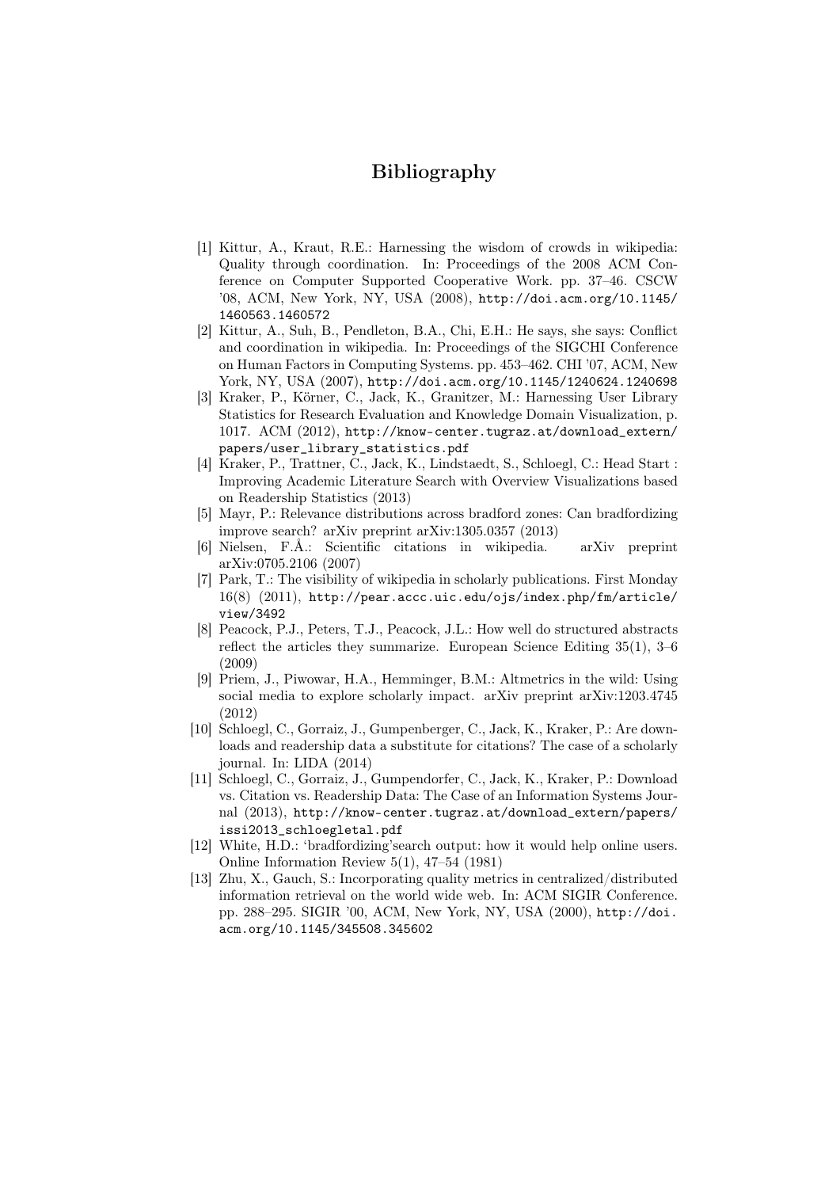# Bibliography

[1] Kittur, A., Kraut, R.E.: Harnessing the wisdom of crowds in wikipedia: Quality through coordination. In: Proceedings of the 2008 ACM Conference on Computer Supported Cooperative Work. pp. 37–46. CSCW '08, ACM, New York, NY, USA (2008), http://doi.acm.org/10.1145/1460563.1460572

[2] Kittur, A., Suh, B., Pendleton, B.A., Chi, E.H.: He says, she says: Conflict and coordination in wikipedia. In: Proceedings of the SIGCHI Conference on Human Factors in Computing Systems. pp. 453–462. CHI '07, ACM, New York, NY, USA (2007), http://doi.acm.org/10.1145/1240624.1240698

[3] Kraker, P., Körner, C., Jack, K., Granitzer, M.: Harnessing User Library Statistics for Research Evaluation and Knowledge Domain Visualization, p. 1017. ACM (2012), http://know-center.tugraz.at/download_extern/papers/user_library_statistics.pdf

[4] Kraker, P., Trattner, C., Jack, K., Lindstaedt, S., Schloegl, C.: Head Start : Improving Academic Literature Search with Overview Visualizations based on Readership Statistics (2013)

[5] Mayr, P.: Relevance distributions across bradford zones: Can bradfordizing improve search? arXiv preprint arXiv:1305.0357 (2013)

[6] Nielsen, F.Å.: Scientific citations in wikipedia. arXiv preprint arXiv:0705.2106 (2007)

[7] Park, T.: The visibility of wikipedia in scholarly publications. First Monday 16(8) (2011), http://pear.accc.uic.edu/ojs/index.php/fm/article/view/3492

[8] Peacock, P.J., Peters, T.J., Peacock, J.L.: How well do structured abstracts reflect the articles they summarize. European Science Editing 35(1), 3–6 (2009)

[9] Priem, J., Piwowar, H.A., Hemminger, B.M.: Altmetrics in the wild: Using social media to explore scholarly impact. arXiv preprint arXiv:1203.4745 (2012)

[10] Schloegl, C., Gorraiz, J., Gumpenberger, C., Jack, K., Kraker, P.: Are downloads and readership data a substitute for citations? The case of a scholarly journal. In: LIDA (2014)

[11] Schloegl, C., Gorraiz, J., Gumpendorfer, C., Jack, K., Kraker, P.: Download vs. Citation vs. Readership Data: The Case of an Information Systems Journal (2013), http://know-center.tugraz.at/download_extern/papers/issi2013_schloegletal.pdf

[12] White, H.D.: 'bradfordizing'search output: how it would help online users. Online Information Review 5(1), 47–54 (1981)

[13] Zhu, X., Gauch, S.: Incorporating quality metrics in centralized/distributed information retrieval on the world wide web. In: ACM SIGIR Conference. pp. 288–295. SIGIR '00, ACM, New York, NY, USA (2000), http://doi.acm.org/10.1145/345508.345602